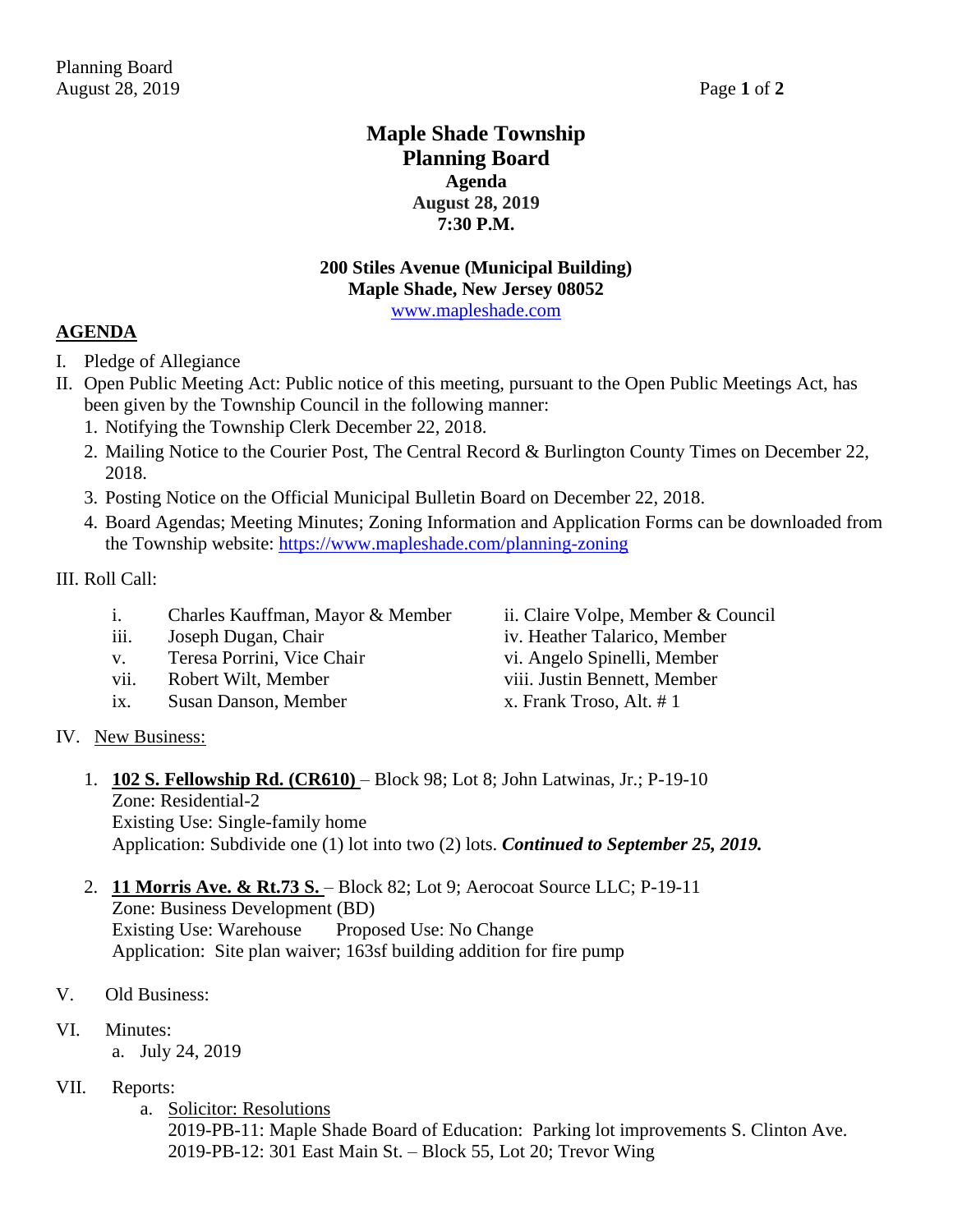# Maple Shade Township
# Planning Board
### Agenda
### August 28, 2019
### 7:30 P.M.

**200 Stiles Avenue (Municipal Building)**
**Maple Shade, New Jersey 08052**
www.mapleshade.com

## AGENDA

I. Pledge of Allegiance

II. Open Public Meeting Act: Public notice of this meeting, pursuant to the Open Public Meetings Act, has been given by the Township Council in the following manner:

1. Notifying the Township Clerk December 22, 2018.
2. Mailing Notice to the Courier Post, The Central Record & Burlington County Times on December 22, 2018.
3. Posting Notice on the Official Municipal Bulletin Board on December 22, 2018.
4. Board Agendas; Meeting Minutes; Zoning Information and Application Forms can be downloaded from the Township website: https://www.mapleshade.com/planning-zoning

III. Roll Call:

- i. Charles Kauffman, Mayor & Member
- ii. Claire Volpe, Member & Council
- iii. Joseph Dugan, Chair
- iv. Heather Talarico, Member
- v. Teresa Porrini, Vice Chair
- vi. Angelo Spinelli, Member
- vii. Robert Wilt, Member
- viii. Justin Bennett, Member
- ix. Susan Danson, Member
- x. Frank Troso, Alt. # 1

IV. New Business:

1. **102 S. Fellowship Rd. (CR610)** – Block 98; Lot 8; John Latwinas, Jr.; P-19-10
   Zone: Residential-2
   Existing Use: Single-family home
   Application: Subdivide one (1) lot into two (2) lots. ***Continued to September 25, 2019.***

2. **11 Morris Ave. & Rt.73 S.** – Block 82; Lot 9; Aerocoat Source LLC; P-19-11
   Zone: Business Development (BD)
   Existing Use: Warehouse    Proposed Use: No Change
   Application: Site plan waiver; 163sf building addition for fire pump

V. Old Business:

VI. Minutes:

a. July 24, 2019

VII. Reports:

a. Solicitor: Resolutions
   2019-PB-11: Maple Shade Board of Education: Parking lot improvements S. Clinton Ave.
   2019-PB-12: 301 East Main St. – Block 55, Lot 20; Trevor Wing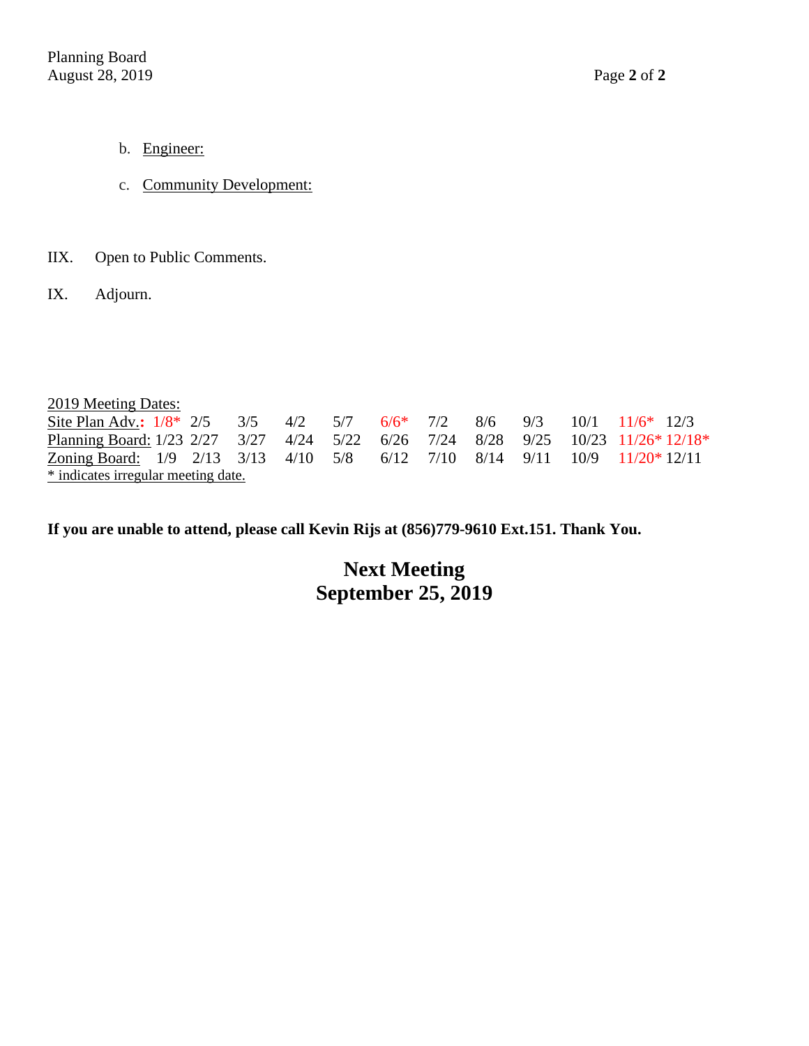b. Engineer:

c. Community Development:

IIX. Open to Public Comments.

IX. Adjourn.

2019 Meeting Dates:

| | | | | | | | | | | | | |
|---|---|---|---|---|---|---|---|---|---|---|---|---|
| Site Plan Adv.: | 1/8* | 2/5 | 3/5 | 4/2 | 5/7 | 6/6* | 7/2 | 8/6 | 9/3 | 10/1 | 11/6* | 12/3 |
| Planning Board: | 1/23 | 2/27 | 3/27 | 4/24 | 5/22 | 6/26 | 7/24 | 8/28 | 9/25 | 10/23 | 11/26* | 12/18* |
| Zoning Board: | 1/9 | 2/13 | 3/13 | 4/10 | 5/8 | 6/12 | 7/10 | 8/14 | 9/11 | 10/9 | 11/20* | 12/11 |

* indicates irregular meeting date.

**If you are unable to attend, please call Kevin Rijs at (856)779-9610 Ext.151. Thank You.**

**Next Meeting**
**September 25, 2019**